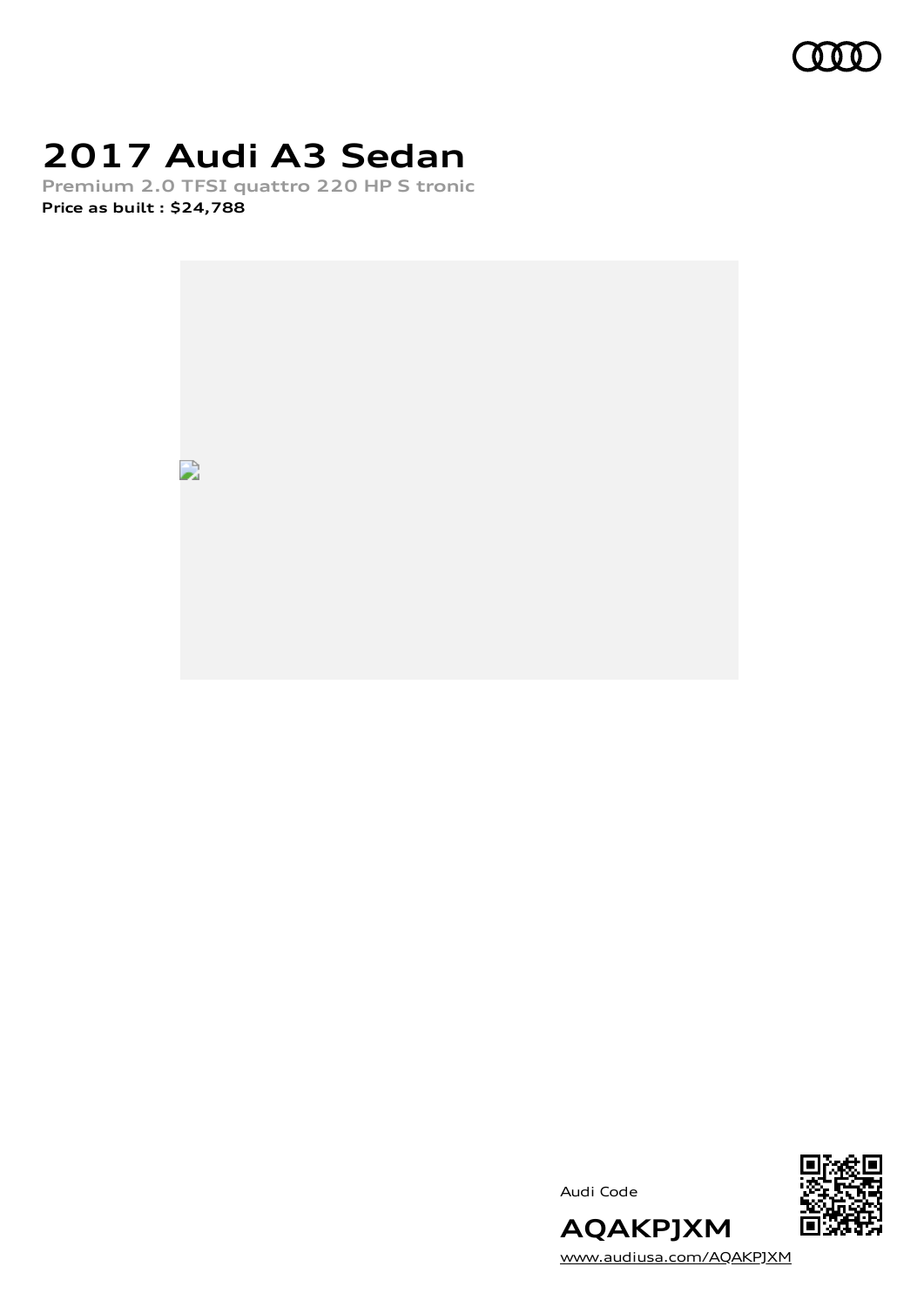# 2017 Audi A3 Sedan

**Premium 2.0 TFSI quattro 220 HP S tronic**

**Price as built : $24,788**

Audi Code

**AQAKPJXM**

www.audiusa.com/AQAKPJXM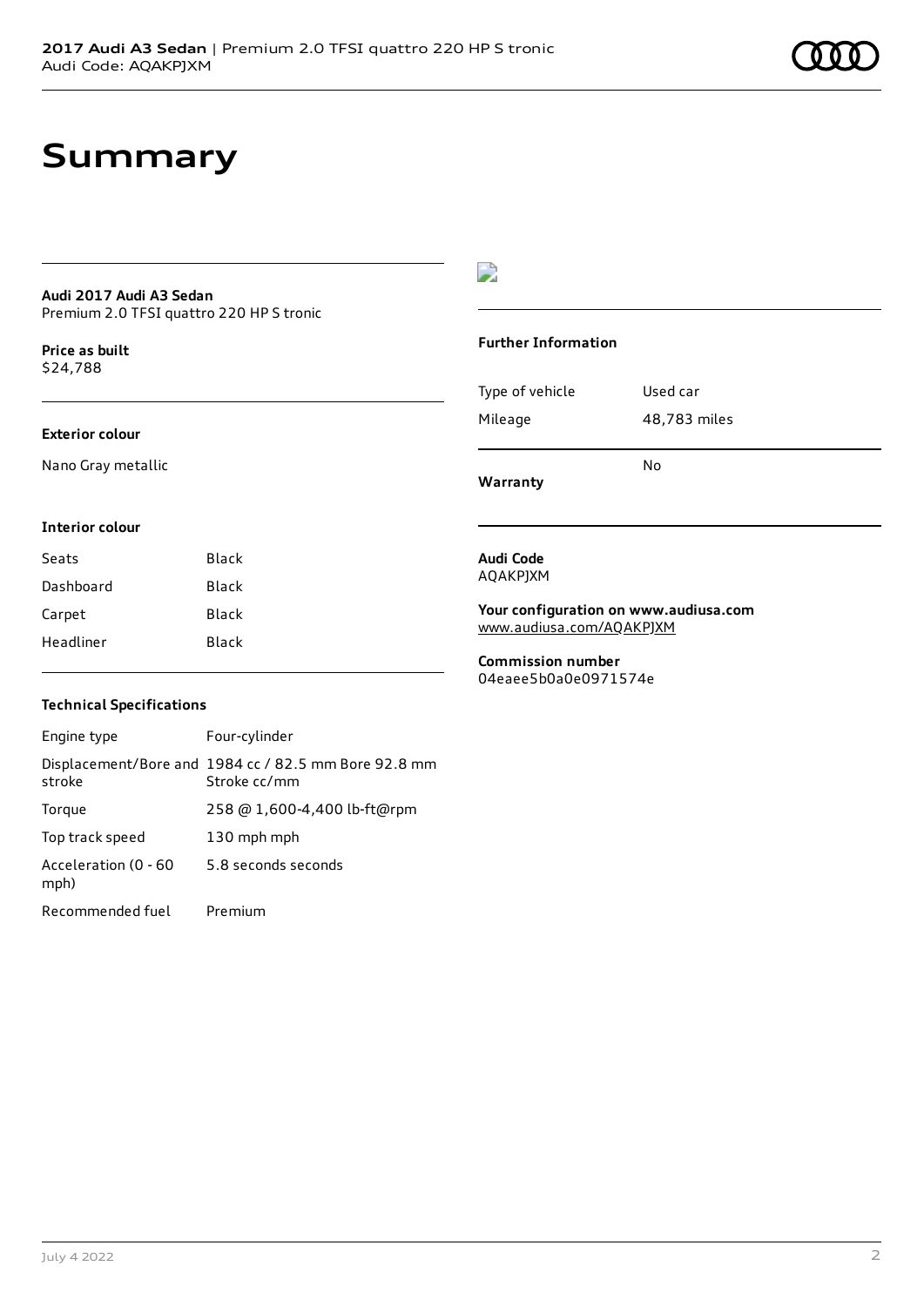# Summary

**Audi 2017 Audi A3 Sedan**
Premium 2.0 TFSI quattro 220 HP S tronic

**Price as built**
$24,788

### Exterior colour

Nano Gray metallic

### Interior colour

| | |
|---|---|
| Seats | Black |
| Dashboard | Black |
| Carpet | Black |
| Headliner | Black |

### Technical Specifications

| | |
|---|---|
| Engine type | Four-cylinder |
| Displacement/Bore and stroke | 1984 cc / 82.5 mm Bore 92.8 mm Stroke cc/mm |
| Torque | 258 @ 1,600-4,400 lb-ft@rpm |
| Top track speed | 130 mph mph |
| Acceleration (0 - 60 mph) | 5.8 seconds seconds |
| Recommended fuel | Premium |

### Further Information

| | |
|---|---|
| Type of vehicle | Used car |
| Mileage | 48,783 miles |
| **Warranty** | No |

**Audi Code**
AQAKPJXM

**Your configuration on www.audiusa.com**
www.audiusa.com/AQAKPJXM

**Commission number**
04eaee5b0a0e0971574e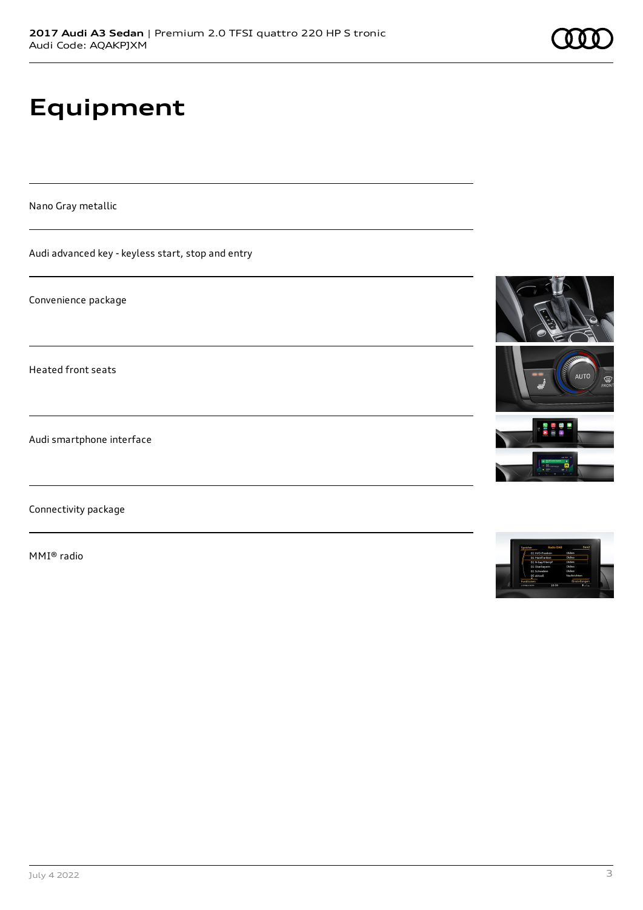# Equipment

Nano Gray metallic

Audi advanced key - keyless start, stop and entry

Convenience package

Heated front seats

Audi smartphone interface

Connectivity package

MMI® radio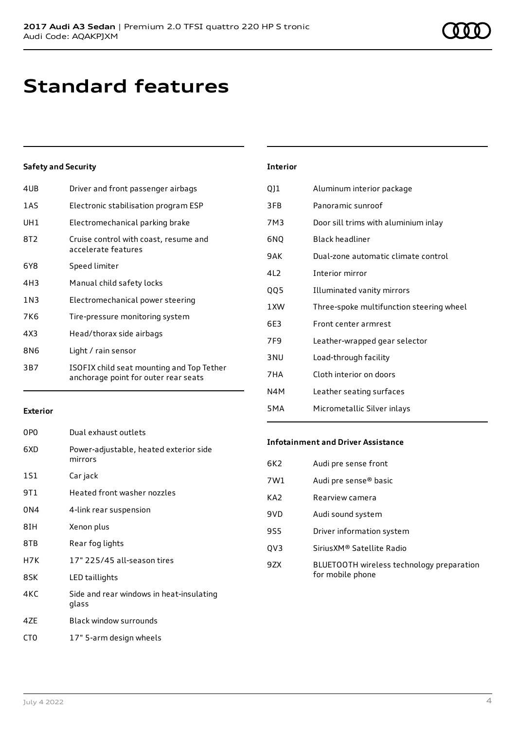# Standard features

## Safety and Security

| | |
|---|---|
| 4UB | Driver and front passenger airbags |
| 1AS | Electronic stabilisation program ESP |
| UH1 | Electromechanical parking brake |
| 8T2 | Cruise control with coast, resume and accelerate features |
| 6Y8 | Speed limiter |
| 4H3 | Manual child safety locks |
| 1N3 | Electromechanical power steering |
| 7K6 | Tire-pressure monitoring system |
| 4X3 | Head/thorax side airbags |
| 8N6 | Light / rain sensor |
| 3B7 | ISOFIX child seat mounting and Top Tether anchorage point for outer rear seats |

## Exterior

| | |
|---|---|
| 0P0 | Dual exhaust outlets |
| 6XD | Power-adjustable, heated exterior side mirrors |
| 1S1 | Car jack |
| 9T1 | Heated front washer nozzles |
| 0N4 | 4-link rear suspension |
| 8IH | Xenon plus |
| 8TB | Rear fog lights |
| H7K | 17" 225/45 all-season tires |
| 8SK | LED taillights |
| 4KC | Side and rear windows in heat-insulating glass |
| 4ZE | Black window surrounds |
| CT0 | 17" 5-arm design wheels |

## Interior

| | |
|---|---|
| QJ1 | Aluminum interior package |
| 3FB | Panoramic sunroof |
| 7M3 | Door sill trims with aluminium inlay |
| 6NQ | Black headliner |
| 9AK | Dual-zone automatic climate control |
| 4L2 | Interior mirror |
| QQ5 | Illuminated vanity mirrors |
| 1XW | Three-spoke multifunction steering wheel |
| 6E3 | Front center armrest |
| 7F9 | Leather-wrapped gear selector |
| 3NU | Load-through facility |
| 7HA | Cloth interior on doors |
| N4M | Leather seating surfaces |
| 5MA | Micrometallic Silver inlays |

## Infotainment and Driver Assistance

| | |
|---|---|
| 6K2 | Audi pre sense front |
| 7W1 | Audi pre sense® basic |
| KA2 | Rearview camera |
| 9VD | Audi sound system |
| 9S5 | Driver information system |
| QV3 | SiriusXM® Satellite Radio |
| 9ZX | BLUETOOTH wireless technology preparation for mobile phone |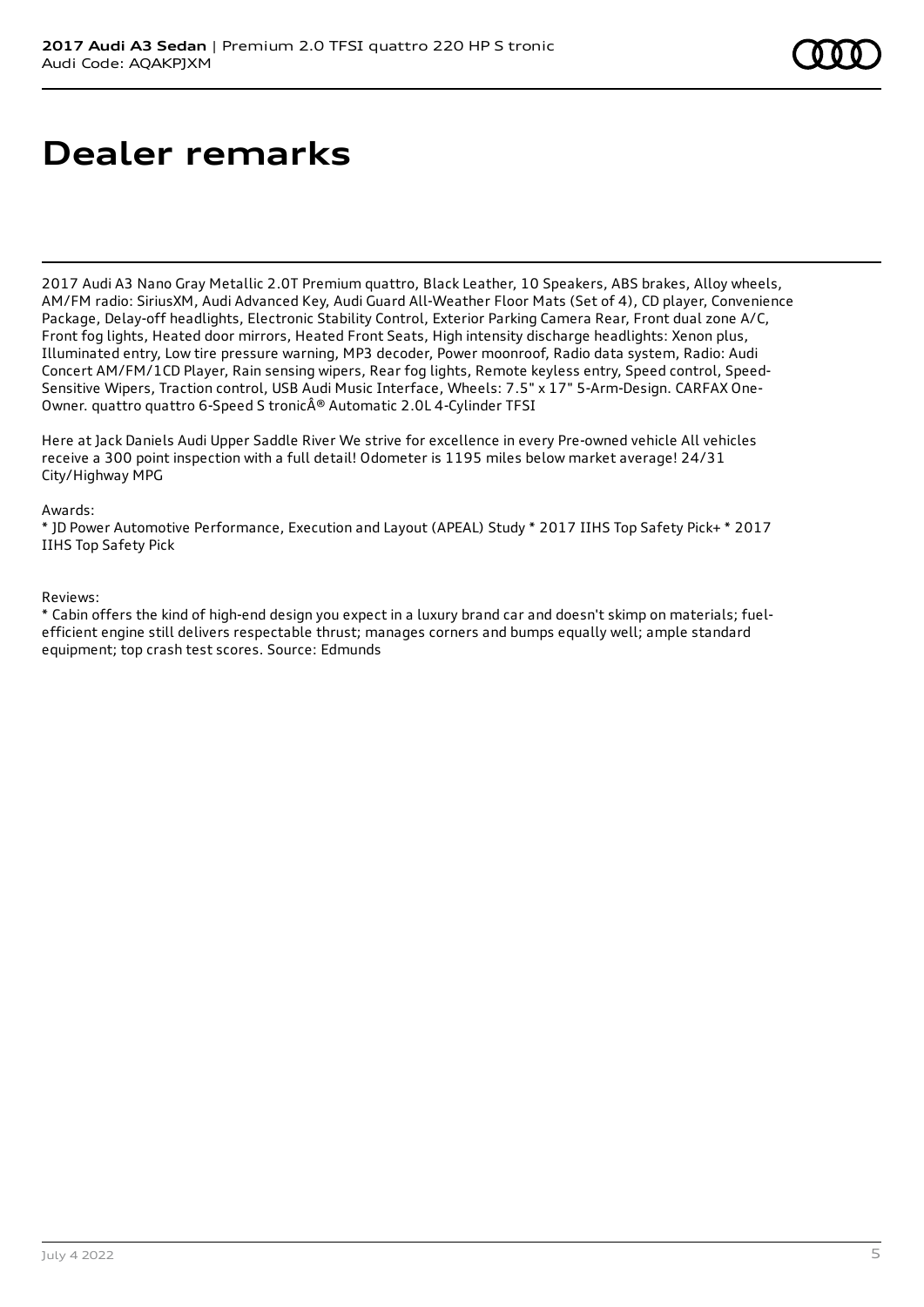# Dealer remarks

2017 Audi A3 Nano Gray Metallic 2.0T Premium quattro, Black Leather, 10 Speakers, ABS brakes, Alloy wheels, AM/FM radio: SiriusXM, Audi Advanced Key, Audi Guard All-Weather Floor Mats (Set of 4), CD player, Convenience Package, Delay-off headlights, Electronic Stability Control, Exterior Parking Camera Rear, Front dual zone A/C, Front fog lights, Heated door mirrors, Heated Front Seats, High intensity discharge headlights: Xenon plus, Illuminated entry, Low tire pressure warning, MP3 decoder, Power moonroof, Radio data system, Radio: Audi Concert AM/FM/1CD Player, Rain sensing wipers, Rear fog lights, Remote keyless entry, Speed control, Speed-Sensitive Wipers, Traction control, USB Audi Music Interface, Wheels: 7.5" x 17" 5-Arm-Design. CARFAX One-Owner. quattro quattro 6-Speed S tronicÂ® Automatic 2.0L 4-Cylinder TFSI

Here at Jack Daniels Audi Upper Saddle River We strive for excellence in every Pre-owned vehicle All vehicles receive a 300 point inspection with a full detail! Odometer is 1195 miles below market average! 24/31 City/Highway MPG

Awards:
* JD Power Automotive Performance, Execution and Layout (APEAL) Study * 2017 IIHS Top Safety Pick+ * 2017 IIHS Top Safety Pick

Reviews:
* Cabin offers the kind of high-end design you expect in a luxury brand car and doesn't skimp on materials; fuel-efficient engine still delivers respectable thrust; manages corners and bumps equally well; ample standard equipment; top crash test scores. Source: Edmunds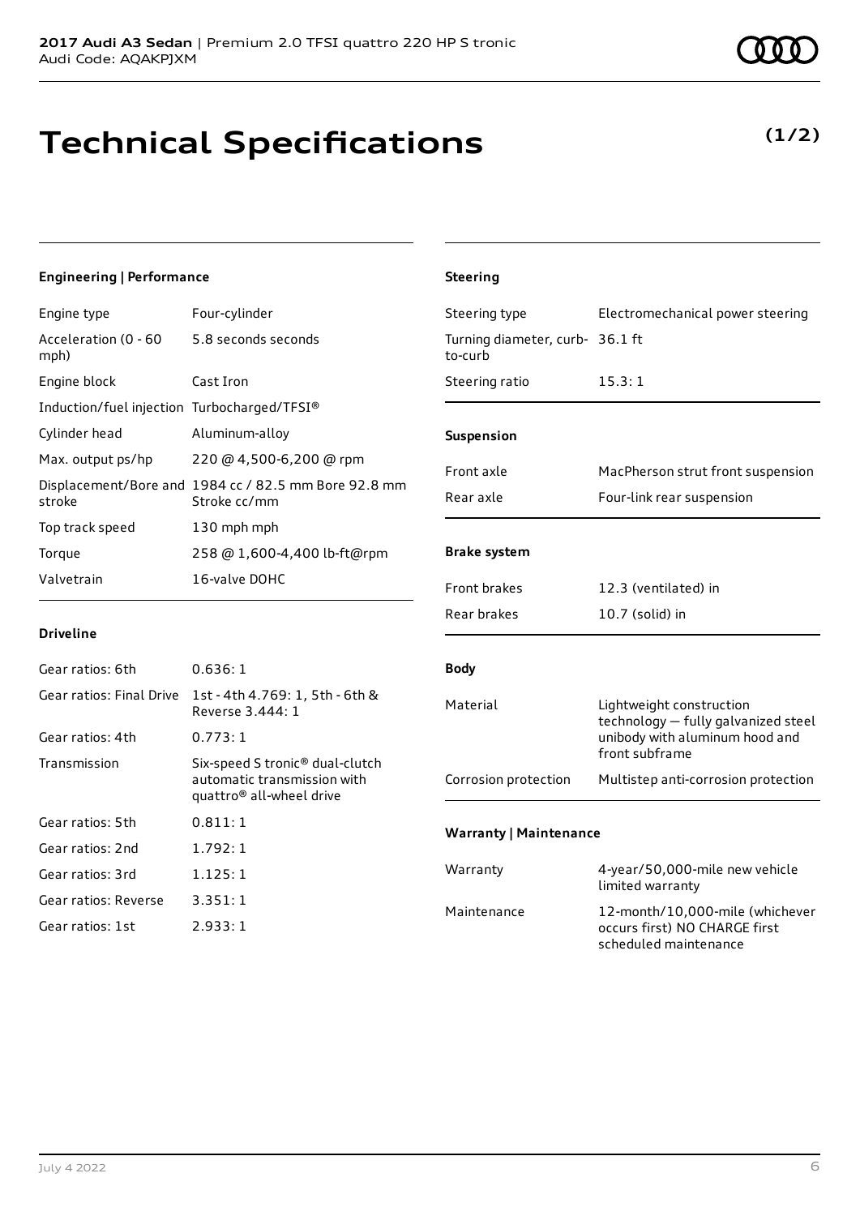**2017 Audi A3 Sedan** | Premium 2.0 TFSI quattro 220 HP S tronic
Audi Code: AQAKPJXM

# Technical Specifications

**(1/2)**

### Engineering | Performance

| | |
|---|---|
| Engine type | Four-cylinder |
| Acceleration (0 - 60 mph) | 5.8 seconds seconds |
| Engine block | Cast Iron |
| Induction/fuel injection | Turbocharged/TFSI® |
| Cylinder head | Aluminum-alloy |
| Max. output ps/hp | 220 @ 4,500-6,200 @ rpm |
| Displacement/Bore and stroke | 1984 cc / 82.5 mm Bore 92.8 mm Stroke cc/mm |
| Top track speed | 130 mph mph |
| Torque | 258 @ 1,600-4,400 lb-ft@rpm |
| Valvetrain | 16-valve DOHC |

### Driveline

| | |
|---|---|
| Gear ratios: 6th | 0.636: 1 |
| Gear ratios: Final Drive | 1st - 4th 4.769: 1, 5th - 6th & Reverse 3.444: 1 |
| Gear ratios: 4th | 0.773: 1 |
| Transmission | Six-speed S tronic® dual-clutch automatic transmission with quattro® all-wheel drive |
| Gear ratios: 5th | 0.811: 1 |
| Gear ratios: 2nd | 1.792: 1 |
| Gear ratios: 3rd | 1.125: 1 |
| Gear ratios: Reverse | 3.351: 1 |
| Gear ratios: 1st | 2.933: 1 |

### Steering

| | |
|---|---|
| Steering type | Electromechanical power steering |
| Turning diameter, curb-to-curb | 36.1 ft |
| Steering ratio | 15.3: 1 |

### Suspension

| | |
|---|---|
| Front axle | MacPherson strut front suspension |
| Rear axle | Four-link rear suspension |

### Brake system

| | |
|---|---|
| Front brakes | 12.3 (ventilated) in |
| Rear brakes | 10.7 (solid) in |

### Body

| | |
|---|---|
| Material | Lightweight construction technology — fully galvanized steel unibody with aluminum hood and front subframe |
| Corrosion protection | Multistep anti-corrosion protection |

### Warranty | Maintenance

| | |
|---|---|
| Warranty | 4-year/50,000-mile new vehicle limited warranty |
| Maintenance | 12-month/10,000-mile (whichever occurs first) NO CHARGE first scheduled maintenance |

July 4 2022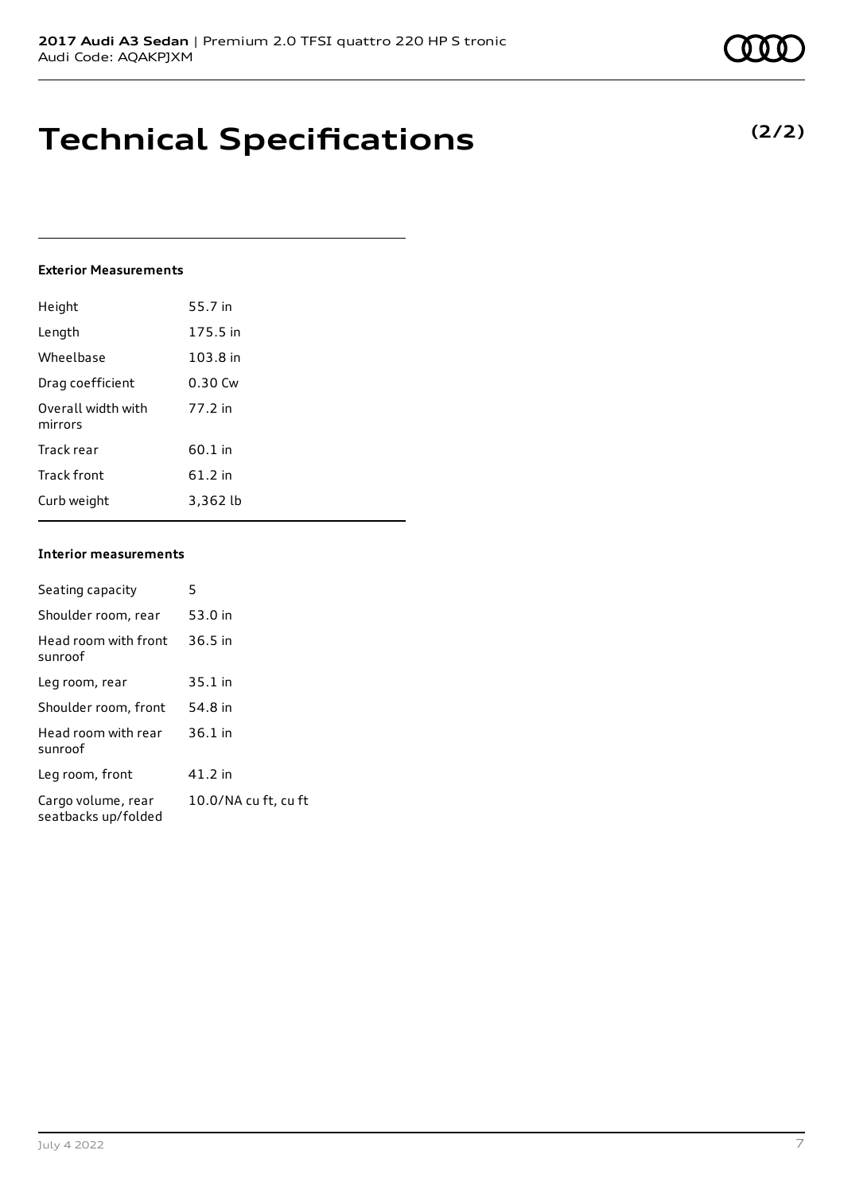# Technical Specifications

**(2/2)**

### Exterior Measurements

| | |
|---|---|
| Height | 55.7 in |
| Length | 175.5 in |
| Wheelbase | 103.8 in |
| Drag coefficient | 0.30 Cw |
| Overall width with mirrors | 77.2 in |
| Track rear | 60.1 in |
| Track front | 61.2 in |
| Curb weight | 3,362 lb |

### Interior measurements

| | |
|---|---|
| Seating capacity | 5 |
| Shoulder room, rear | 53.0 in |
| Head room with front sunroof | 36.5 in |
| Leg room, rear | 35.1 in |
| Shoulder room, front | 54.8 in |
| Head room with rear sunroof | 36.1 in |
| Leg room, front | 41.2 in |
| Cargo volume, rear seatbacks up/folded | 10.0/NA cu ft, cu ft |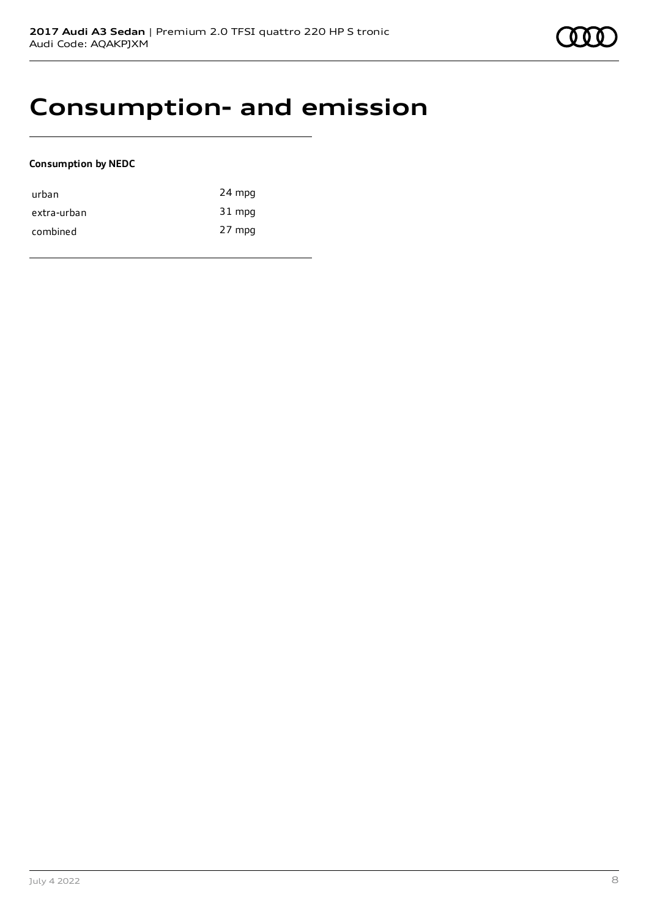# Consumption- and emission

**Consumption by NEDC**

| | |
|---|---|
| urban | 24 mpg |
| extra-urban | 31 mpg |
| combined | 27 mpg |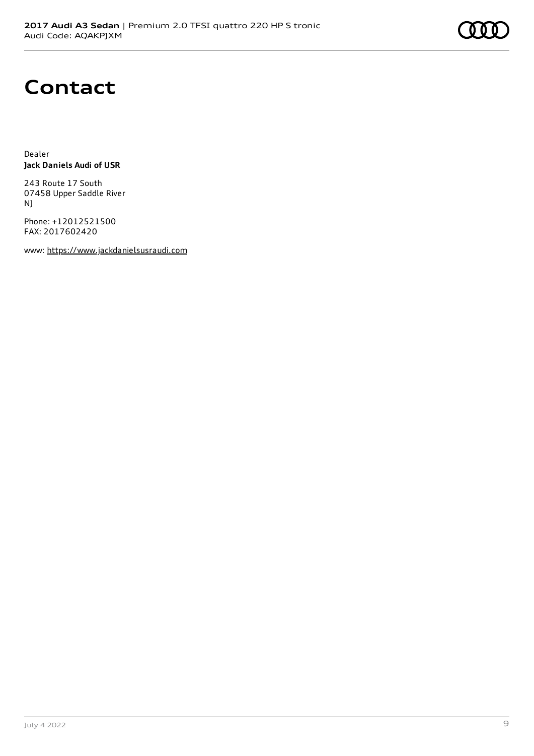# Contact

Dealer
**Jack Daniels Audi of USR**

243 Route 17 South
07458 Upper Saddle River
NJ

Phone: +12012521500
FAX: 2017602420

www: https://www.jackdanielsusraudi.com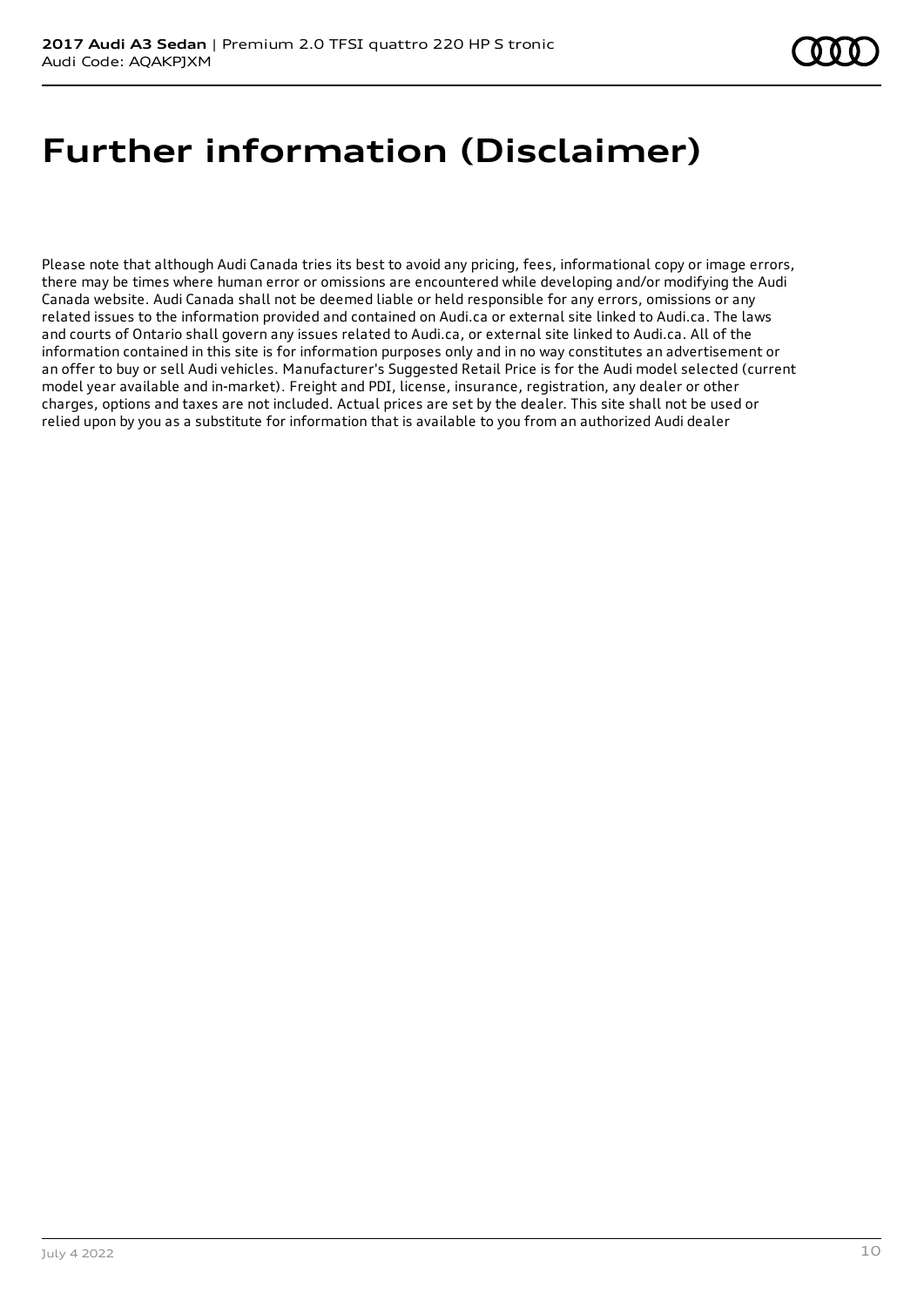# Further information (Disclaimer)

Please note that although Audi Canada tries its best to avoid any pricing, fees, informational copy or image errors, there may be times where human error or omissions are encountered while developing and/or modifying the Audi Canada website. Audi Canada shall not be deemed liable or held responsible for any errors, omissions or any related issues to the information provided and contained on Audi.ca or external site linked to Audi.ca. The laws and courts of Ontario shall govern any issues related to Audi.ca, or external site linked to Audi.ca. All of the information contained in this site is for information purposes only and in no way constitutes an advertisement or an offer to buy or sell Audi vehicles. Manufacturer's Suggested Retail Price is for the Audi model selected (current model year available and in-market). Freight and PDI, license, insurance, registration, any dealer or other charges, options and taxes are not included. Actual prices are set by the dealer. This site shall not be used or relied upon by you as a substitute for information that is available to you from an authorized Audi dealer